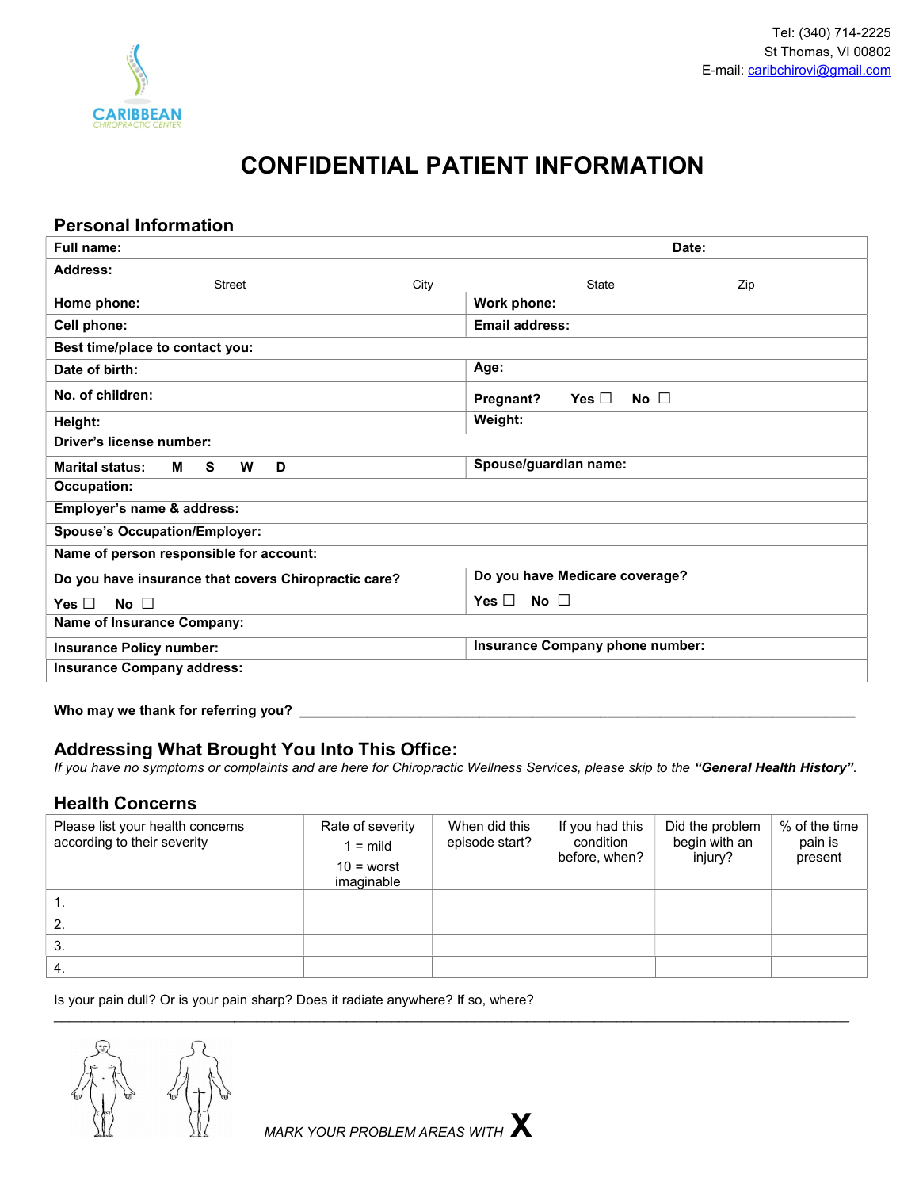Tel: (340) 714-2225
St Thomas, VI 00802
E-mail: caribchirovi@gmail.com

CARIBBEAN
CHIROPRACTIC CENTER

# CONFIDENTIAL PATIENT INFORMATION

## Personal Information

| | |
|---|---|
| **Full name:** | **Date:** |
| **Address:** Street City | State Zip |
| **Home phone:** | **Work phone:** |
| **Cell phone:** | **Email address:** |
| **Best time/place to contact you:** | |
| **Date of birth:** | **Age:** |
| **No. of children:** | **Pregnant?** **Yes** ☐ **No** ☐ |
| **Height:** | **Weight:** |
| **Driver's license number:** | |
| **Marital status:** **M** **S** **W** **D** | **Spouse/guardian name:** |
| **Occupation:** | |
| **Employer's name & address:** | |
| **Spouse's Occupation/Employer:** | |
| **Name of person responsible for account:** | |
| **Do you have insurance that covers Chiropractic care?** **Yes** ☐ **No** ☐ | **Do you have Medicare coverage?** **Yes** ☐ **No** ☐ |
| **Name of Insurance Company:** | |
| **Insurance Policy number:** | **Insurance Company phone number:** |
| **Insurance Company address:** | |

**Who may we thank for referring you?** ___________________________________________

## Addressing What Brought You Into This Office:

*If you have no symptoms or complaints and are here for Chiropractic Wellness Services, please skip to the **"General Health History"**.*

## Health Concerns

| Please list your health concerns according to their severity | Rate of severity 1 = mild 10 = worst imaginable | When did this episode start? | If you had this condition before, when? | Did the problem begin with an injury? | % of the time pain is present |
|---|---|---|---|---|---|
| 1. | | | | | |
| 2. | | | | | |
| 3. | | | | | |
| 4. | | | | | |

Is your pain dull? Or is your pain sharp? Does it radiate anywhere? If so, where?
___________________________________________________________________________

*MARK YOUR PROBLEM AREAS WITH* **X**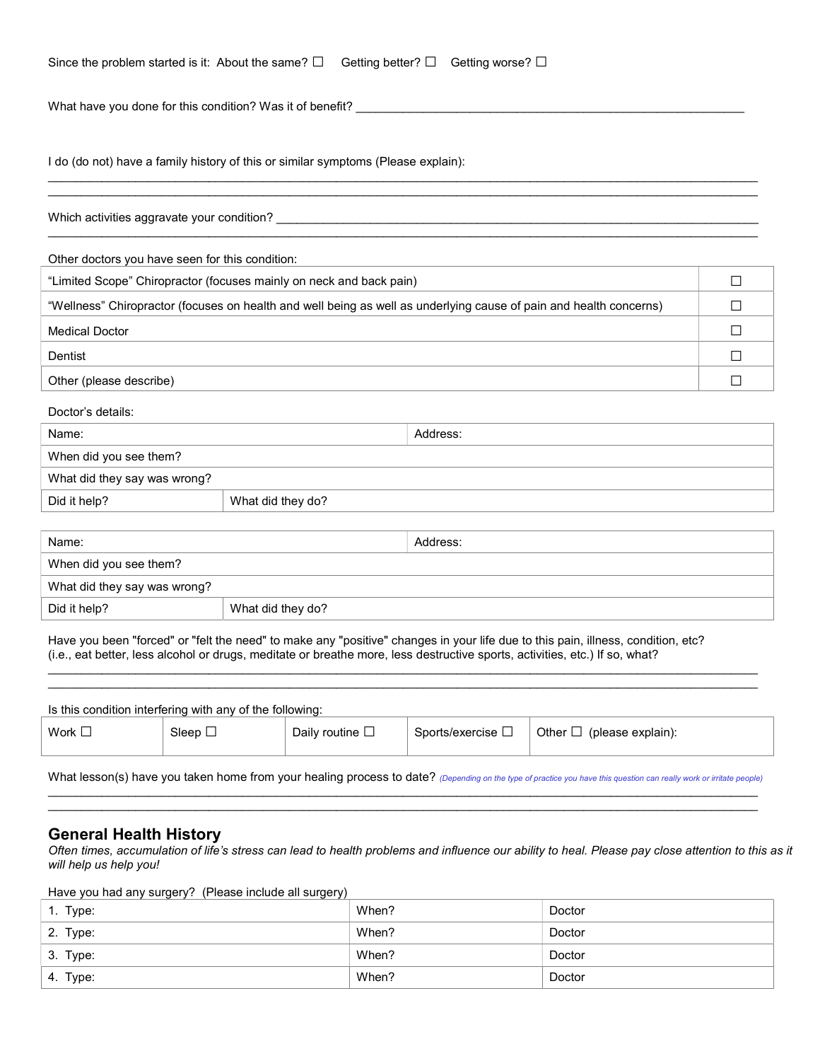Since the problem started is it: About the same? ☐ Getting better? ☐ Getting worse? ☐

What have you done for this condition? Was it of benefit? ___________________________________________________________

I do (do not) have a family history of this or similar symptoms (Please explain):
______________________________________________________________________________________________
______________________________________________________________________________________________

Which activities aggravate your condition? ____________________________________________________________________
______________________________________________________________________________________________

Other doctors you have seen for this condition:

| | |
|---|---|
| "Limited Scope" Chiropractor (focuses mainly on neck and back pain) | ☐ |
| "Wellness" Chiropractor (focuses on health and well being as well as underlying cause of pain and health concerns) | ☐ |
| Medical Doctor | ☐ |
| Dentist | ☐ |
| Other (please describe) | ☐ |

Doctor's details:

| | |
|---|---|
| Name: | Address: |
| When did you see them? | |
| What did they say was wrong? | |
| Did it help? | What did they do? |

| | |
|---|---|
| Name: | Address: |
| When did you see them? | |
| What did they say was wrong? | |
| Did it help? | What did they do? |

Have you been "forced" or "felt the need" to make any "positive" changes in your life due to this pain, illness, condition, etc? (i.e., eat better, less alcohol or drugs, meditate or breathe more, less destructive sports, activities, etc.) If so, what?
______________________________________________________________________________________________
______________________________________________________________________________________________

Is this condition interfering with any of the following:

| | | | | |
|---|---|---|---|---|
| Work ☐ | Sleep ☐ | Daily routine ☐ | Sports/exercise ☐ | Other ☐ (please explain): |

What lesson(s) have you taken home from your healing process to date? *(Depending on the type of practice you have this question can really work or irritate people)*
______________________________________________________________________________________________
______________________________________________________________________________________________

## General Health History

*Often times, accumulation of life's stress can lead to health problems and influence our ability to heal. Please pay close attention to this as it will help us help you!*

Have you had any surgery? (Please include all surgery)

| | | |
|---|---|---|
| 1. Type: | When? | Doctor |
| 2. Type: | When? | Doctor |
| 3. Type: | When? | Doctor |
| 4. Type: | When? | Doctor |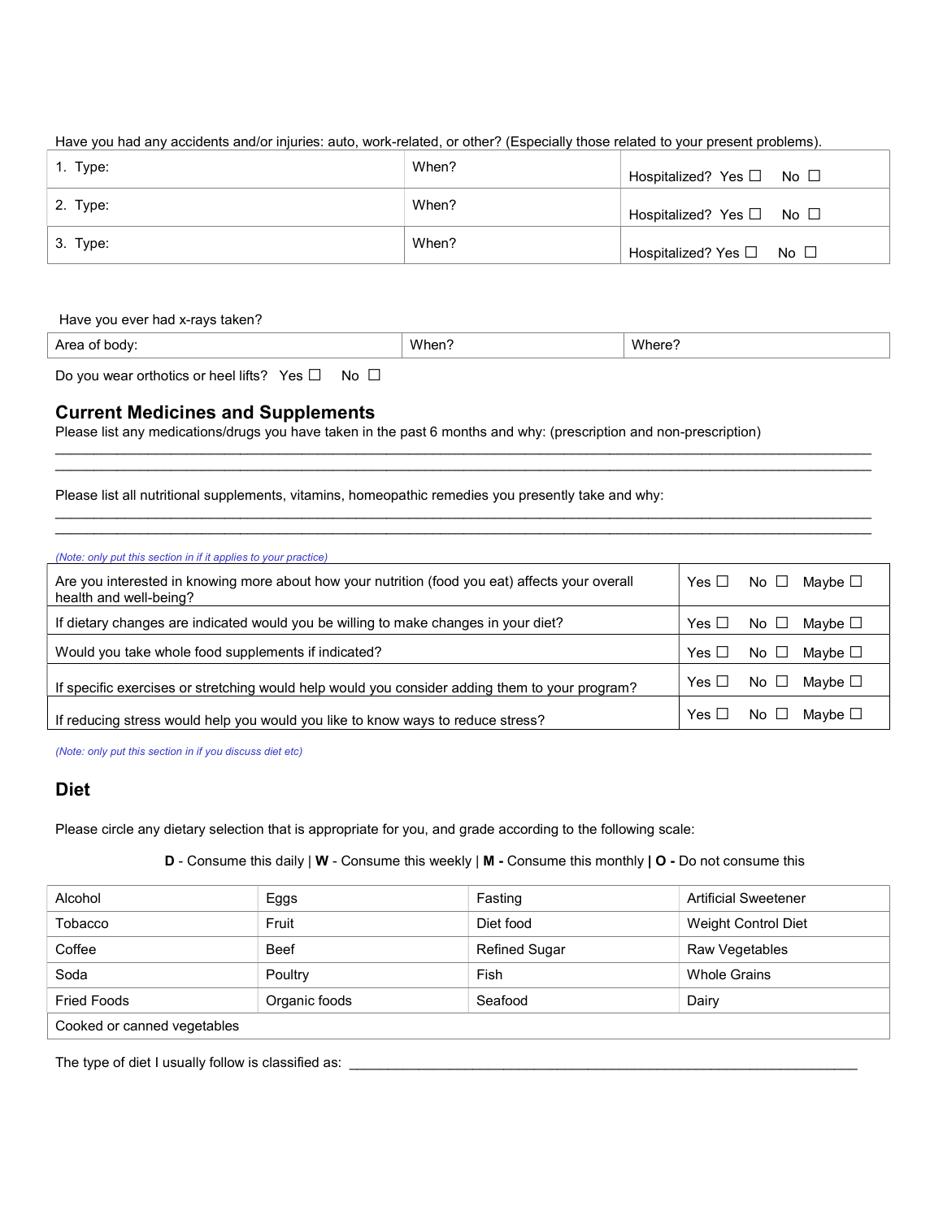Have you had any accidents and/or injuries: auto, work-related, or other? (Especially those related to your present problems).

| 1. Type: | When? | Hospitalized? Yes ☐ No ☐ |
|---|---|---|
| 2. Type: | When? | Hospitalized? Yes ☐ No ☐ |
| 3. Type: | When? | Hospitalized? Yes ☐ No ☐ |

Have you ever had x-rays taken?

| Area of body: | When? | Where? |
|---|---|---|

Do you wear orthotics or heel lifts? Yes ☐ No ☐

## Current Medicines and Supplements

Please list any medications/drugs you have taken in the past 6 months and why: (prescription and non-prescription)

______________________________________________________________________________________________

______________________________________________________________________________________________

Please list all nutritional supplements, vitamins, homeopathic remedies you presently take and why:

______________________________________________________________________________________________

______________________________________________________________________________________________

*(Note: only put this section in if it applies to your practice)*

| Question | Response |
|---|---|
| Are you interested in knowing more about how your nutrition (food you eat) affects your overall health and well-being? | Yes ☐ No ☐ Maybe ☐ |
| If dietary changes are indicated would you be willing to make changes in your diet? | Yes ☐ No ☐ Maybe ☐ |
| Would you take whole food supplements if indicated? | Yes ☐ No ☐ Maybe ☐ |
| If specific exercises or stretching would help would you consider adding them to your program? | Yes ☐ No ☐ Maybe ☐ |
| If reducing stress would help you would you like to know ways to reduce stress? | Yes ☐ No ☐ Maybe ☐ |

*(Note: only put this section in if you discuss diet etc)*

## Diet

Please circle any dietary selection that is appropriate for you, and grade according to the following scale:

**D** - Consume this daily | **W** - Consume this weekly | **M -** Consume this monthly **| O -** Do not consume this

| Alcohol | Eggs | Fasting | Artificial Sweetener |
|---|---|---|---|
| Tobacco | Fruit | Diet food | Weight Control Diet |
| Coffee | Beef | Refined Sugar | Raw Vegetables |
| Soda | Poultry | Fish | Whole Grains |
| Fried Foods | Organic foods | Seafood | Dairy |
| Cooked or canned vegetables | | | |

The type of diet I usually follow is classified as: ______________________________________________________________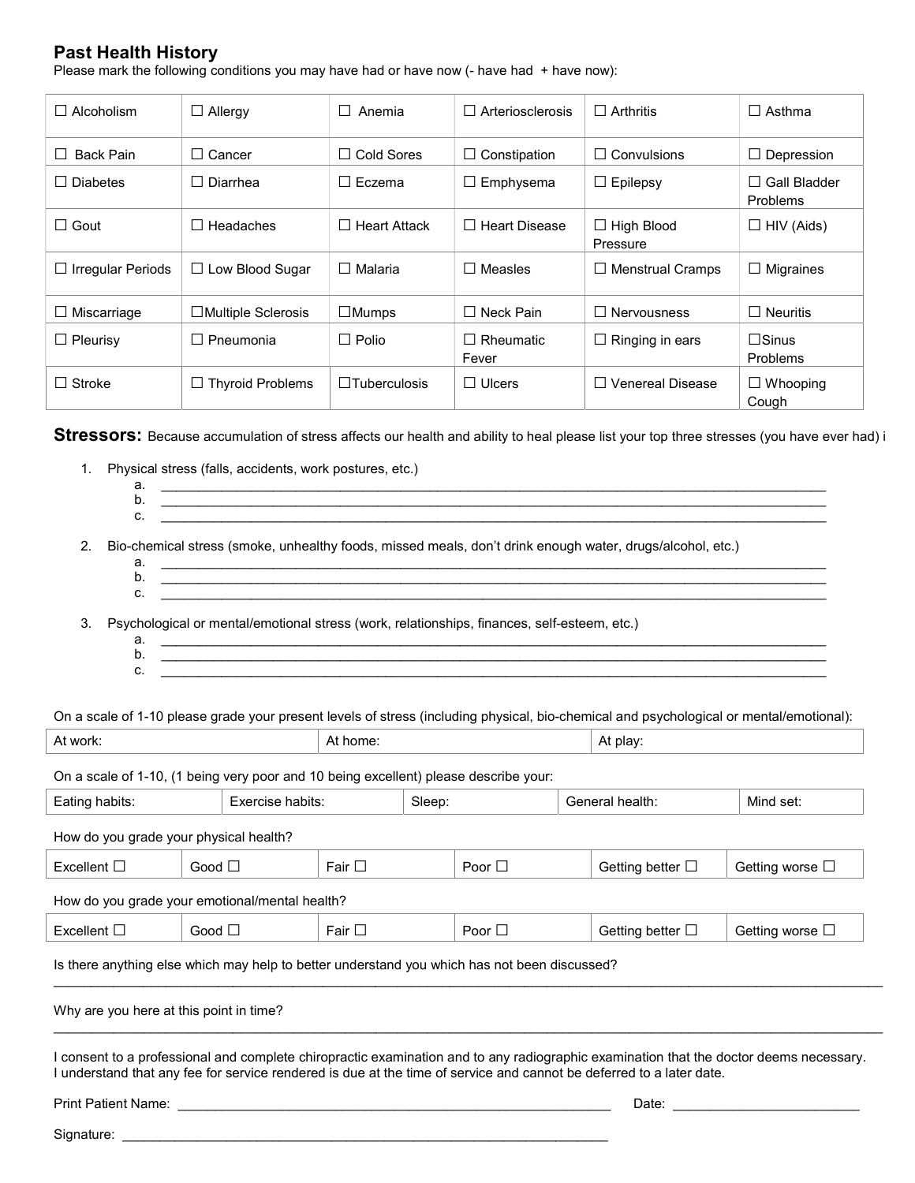## Past Health History

Please mark the following conditions you may have had or have now (- have had + have now):

| | | | | | |
|---|---|---|---|---|---|
| ☐ Alcoholism | ☐ Allergy | ☐ Anemia | ☐ Arteriosclerosis | ☐ Arthritis | ☐ Asthma |
| ☐ Back Pain | ☐ Cancer | ☐ Cold Sores | ☐ Constipation | ☐ Convulsions | ☐ Depression |
| ☐ Diabetes | ☐ Diarrhea | ☐ Eczema | ☐ Emphysema | ☐ Epilepsy | ☐ Gall Bladder Problems |
| ☐ Gout | ☐ Headaches | ☐ Heart Attack | ☐ Heart Disease | ☐ High Blood Pressure | ☐ HIV (Aids) |
| ☐ Irregular Periods | ☐ Low Blood Sugar | ☐ Malaria | ☐ Measles | ☐ Menstrual Cramps | ☐ Migraines |
| ☐ Miscarriage | ☐ Multiple Sclerosis | ☐ Mumps | ☐ Neck Pain | ☐ Nervousness | ☐ Neuritis |
| ☐ Pleurisy | ☐ Pneumonia | ☐ Polio | ☐ Rheumatic Fever | ☐ Ringing in ears | ☐ Sinus Problems |
| ☐ Stroke | ☐ Thyroid Problems | ☐ Tuberculosis | ☐ Ulcers | ☐ Venereal Disease | ☐ Whooping Cough |

**Stressors:** Because accumulation of stress affects our health and ability to heal please list your top three stresses (you have ever had) i

1. Physical stress (falls, accidents, work postures, etc.)
   a. ______________________________________________
   b. ______________________________________________
   c. ______________________________________________
2. Bio-chemical stress (smoke, unhealthy foods, missed meals, don't drink enough water, drugs/alcohol, etc.)
   a. ______________________________________________
   b. ______________________________________________
   c. ______________________________________________
3. Psychological or mental/emotional stress (work, relationships, finances, self-esteem, etc.)
   a. ______________________________________________
   b. ______________________________________________
   c. ______________________________________________

On a scale of 1-10 please grade your present levels of stress (including physical, bio-chemical and psychological or mental/emotional):

| | | |
|---|---|---|
| At work: | At home: | At play: |

On a scale of 1-10, (1 being very poor and 10 being excellent) please describe your:

| | | | | |
|---|---|---|---|---|
| Eating habits: | Exercise habits: | Sleep: | General health: | Mind set: |

How do you grade your physical health?

| | | | | | |
|---|---|---|---|---|---|
| Excellent ☐ | Good ☐ | Fair ☐ | Poor ☐ | Getting better ☐ | Getting worse ☐ |

How do you grade your emotional/mental health?

| | | | | | |
|---|---|---|---|---|---|
| Excellent ☐ | Good ☐ | Fair ☐ | Poor ☐ | Getting better ☐ | Getting worse ☐ |

Is there anything else which may help to better understand you which has not been discussed?

______________________________________________

Why are you here at this point in time?

______________________________________________

I consent to a professional and complete chiropractic examination and to any radiographic examination that the doctor deems necessary. I understand that any fee for service rendered is due at the time of service and cannot be deferred to a later date.

Print Patient Name: ______________________________ Date: ______________

Signature: ______________________________